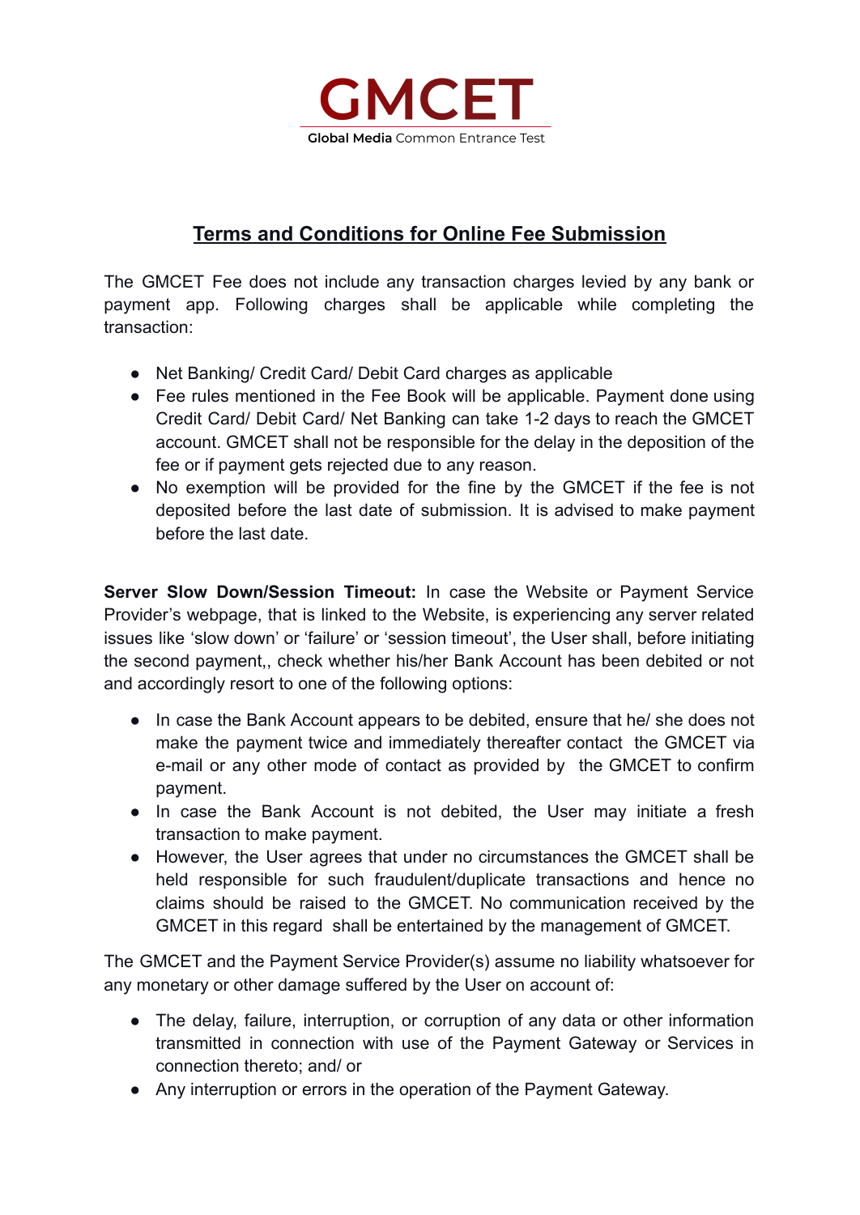# GMCET

**Global Media** Common Entrance Test

## Terms and Conditions for Online Fee Submission

The GMCET Fee does not include any transaction charges levied by any bank or payment app. Following charges shall be applicable while completing the transaction:

- Net Banking/ Credit Card/ Debit Card charges as applicable
- Fee rules mentioned in the Fee Book will be applicable. Payment done using Credit Card/ Debit Card/ Net Banking can take 1-2 days to reach the GMCET account. GMCET shall not be responsible for the delay in the deposition of the fee or if payment gets rejected due to any reason.
- No exemption will be provided for the fine by the GMCET if the fee is not deposited before the last date of submission. It is advised to make payment before the last date.

**Server Slow Down/Session Timeout:** In case the Website or Payment Service Provider's webpage, that is linked to the Website, is experiencing any server related issues like 'slow down' or 'failure' or 'session timeout', the User shall, before initiating the second payment,, check whether his/her Bank Account has been debited or not and accordingly resort to one of the following options:

- In case the Bank Account appears to be debited, ensure that he/ she does not make the payment twice and immediately thereafter contact the GMCET via e-mail or any other mode of contact as provided by the GMCET to confirm payment.
- In case the Bank Account is not debited, the User may initiate a fresh transaction to make payment.
- However, the User agrees that under no circumstances the GMCET shall be held responsible for such fraudulent/duplicate transactions and hence no claims should be raised to the GMCET. No communication received by the GMCET in this regard shall be entertained by the management of GMCET.

The GMCET and the Payment Service Provider(s) assume no liability whatsoever for any monetary or other damage suffered by the User on account of:

- The delay, failure, interruption, or corruption of any data or other information transmitted in connection with use of the Payment Gateway or Services in connection thereto; and/ or
- Any interruption or errors in the operation of the Payment Gateway.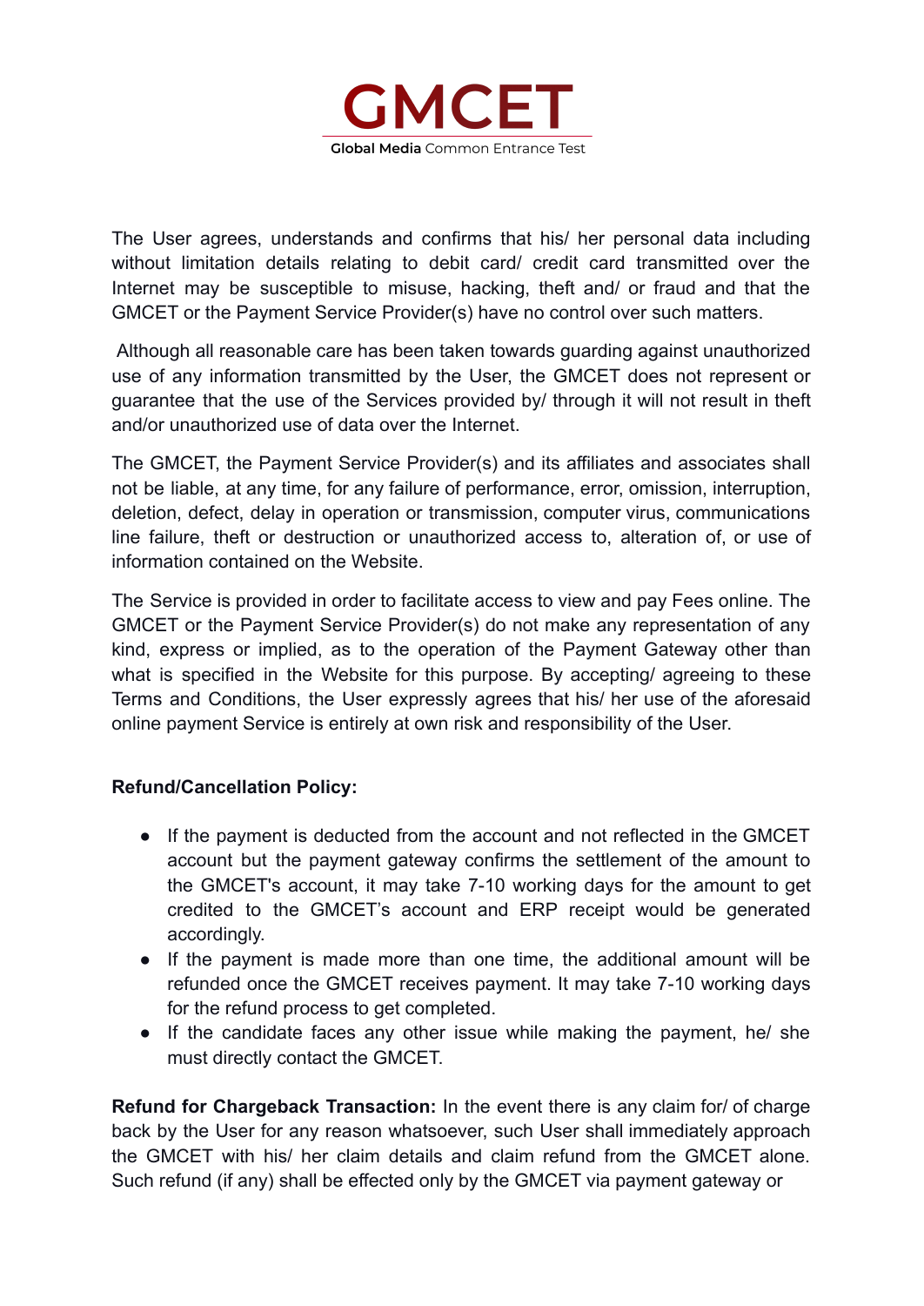The User agrees, understands and confirms that his/ her personal data including without limitation details relating to debit card/ credit card transmitted over the Internet may be susceptible to misuse, hacking, theft and/ or fraud and that the GMCET or the Payment Service Provider(s) have no control over such matters.

Although all reasonable care has been taken towards guarding against unauthorized use of any information transmitted by the User, the GMCET does not represent or guarantee that the use of the Services provided by/ through it will not result in theft and/or unauthorized use of data over the Internet.

The GMCET, the Payment Service Provider(s) and its affiliates and associates shall not be liable, at any time, for any failure of performance, error, omission, interruption, deletion, defect, delay in operation or transmission, computer virus, communications line failure, theft or destruction or unauthorized access to, alteration of, or use of information contained on the Website.

The Service is provided in order to facilitate access to view and pay Fees online. The GMCET or the Payment Service Provider(s) do not make any representation of any kind, express or implied, as to the operation of the Payment Gateway other than what is specified in the Website for this purpose. By accepting/ agreeing to these Terms and Conditions, the User expressly agrees that his/ her use of the aforesaid online payment Service is entirely at own risk and responsibility of the User.

**Refund/Cancellation Policy:**

- If the payment is deducted from the account and not reflected in the GMCET account but the payment gateway confirms the settlement of the amount to the GMCET's account, it may take 7-10 working days for the amount to get credited to the GMCET's account and ERP receipt would be generated accordingly.
- If the payment is made more than one time, the additional amount will be refunded once the GMCET receives payment. It may take 7-10 working days for the refund process to get completed.
- If the candidate faces any other issue while making the payment, he/ she must directly contact the GMCET.

**Refund for Chargeback Transaction:** In the event there is any claim for/ of charge back by the User for any reason whatsoever, such User shall immediately approach the GMCET with his/ her claim details and claim refund from the GMCET alone. Such refund (if any) shall be effected only by the GMCET via payment gateway or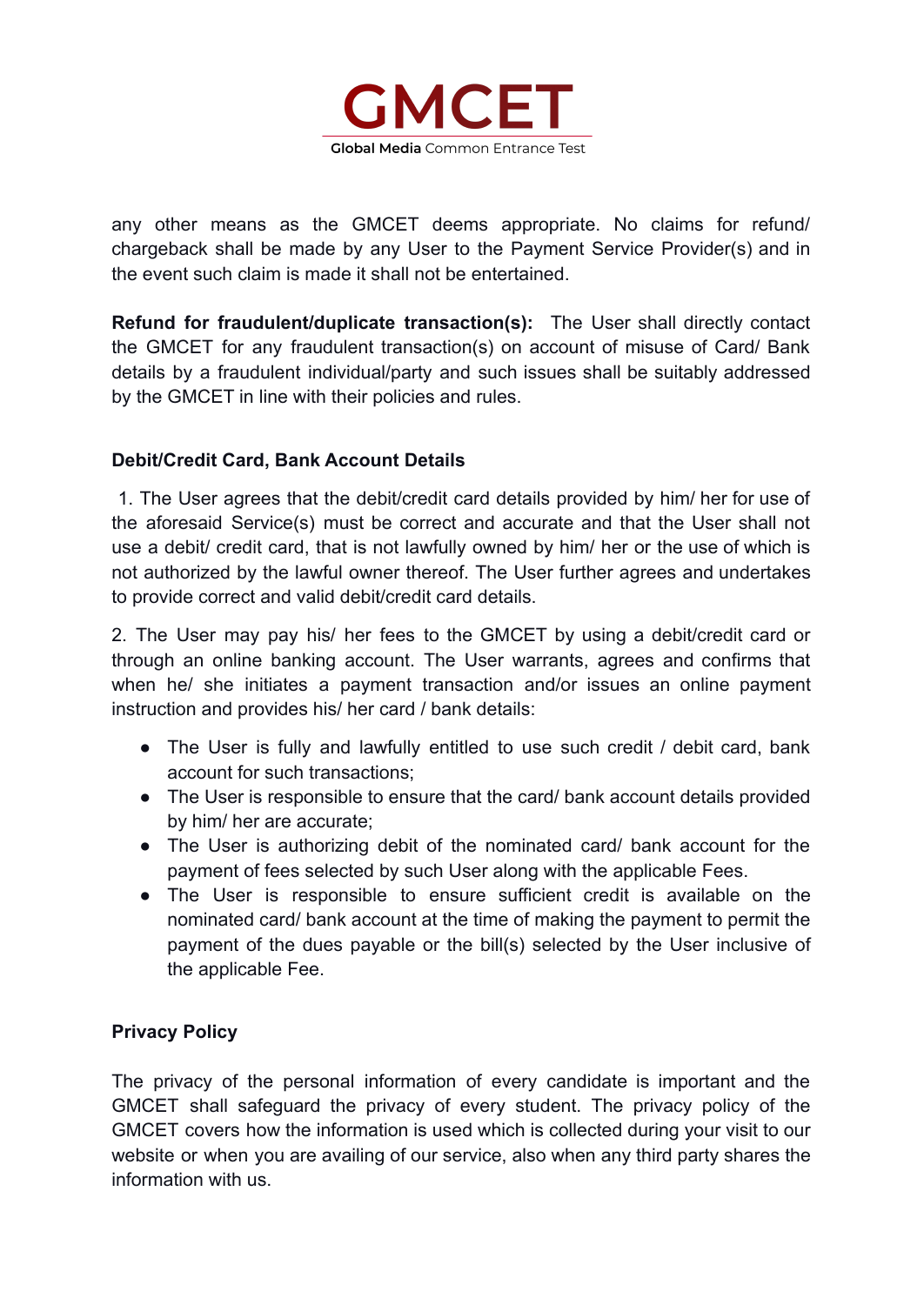any other means as the GMCET deems appropriate. No claims for refund/ chargeback shall be made by any User to the Payment Service Provider(s) and in the event such claim is made it shall not be entertained.

**Refund for fraudulent/duplicate transaction(s):** The User shall directly contact the GMCET for any fraudulent transaction(s) on account of misuse of Card/ Bank details by a fraudulent individual/party and such issues shall be suitably addressed by the GMCET in line with their policies and rules.

**Debit/Credit Card, Bank Account Details**

1. The User agrees that the debit/credit card details provided by him/ her for use of the aforesaid Service(s) must be correct and accurate and that the User shall not use a debit/ credit card, that is not lawfully owned by him/ her or the use of which is not authorized by the lawful owner thereof. The User further agrees and undertakes to provide correct and valid debit/credit card details.

2. The User may pay his/ her fees to the GMCET by using a debit/credit card or through an online banking account. The User warrants, agrees and confirms that when he/ she initiates a payment transaction and/or issues an online payment instruction and provides his/ her card / bank details:

- The User is fully and lawfully entitled to use such credit / debit card, bank account for such transactions;
- The User is responsible to ensure that the card/ bank account details provided by him/ her are accurate;
- The User is authorizing debit of the nominated card/ bank account for the payment of fees selected by such User along with the applicable Fees.
- The User is responsible to ensure sufficient credit is available on the nominated card/ bank account at the time of making the payment to permit the payment of the dues payable or the bill(s) selected by the User inclusive of the applicable Fee.

**Privacy Policy**

The privacy of the personal information of every candidate is important and the GMCET shall safeguard the privacy of every student. The privacy policy of the GMCET covers how the information is used which is collected during your visit to our website or when you are availing of our service, also when any third party shares the information with us.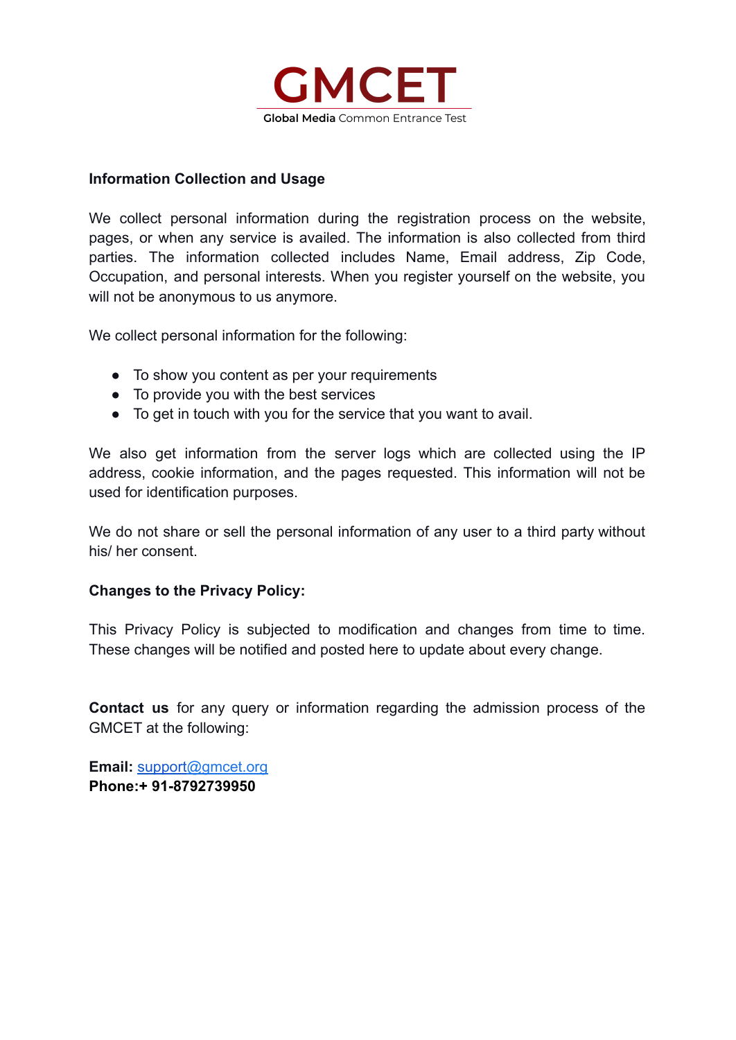# GMCET

Global Media Common Entrance Test

**Information Collection and Usage**

We collect personal information during the registration process on the website, pages, or when any service is availed. The information is also collected from third parties. The information collected includes Name, Email address, Zip Code, Occupation, and personal interests. When you register yourself on the website, you will not be anonymous to us anymore.

We collect personal information for the following:

- To show you content as per your requirements
- To provide you with the best services
- To get in touch with you for the service that you want to avail.

We also get information from the server logs which are collected using the IP address, cookie information, and the pages requested. This information will not be used for identification purposes.

We do not share or sell the personal information of any user to a third party without his/ her consent.

**Changes to the Privacy Policy:**

This Privacy Policy is subjected to modification and changes from time to time. These changes will be notified and posted here to update about every change.

**Contact us** for any query or information regarding the admission process of the GMCET at the following:

**Email:** support@gmcet.org
**Phone:+ 91-8792739950**